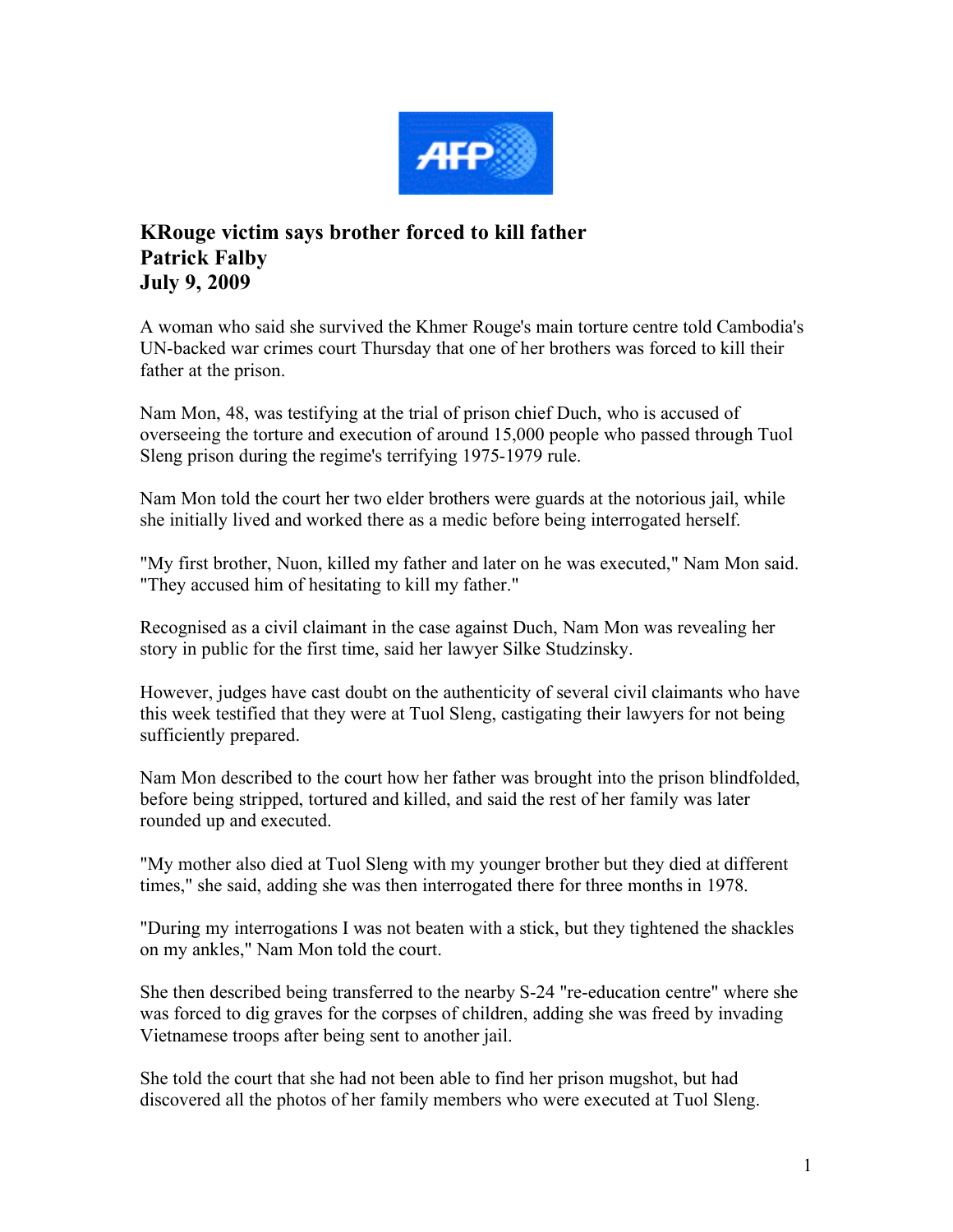**KRouge victim says brother forced to kill father**
**Patrick Falby**
**July 9, 2009**

A woman who said she survived the Khmer Rouge's main torture centre told Cambodia's UN-backed war crimes court Thursday that one of her brothers was forced to kill their father at the prison.

Nam Mon, 48, was testifying at the trial of prison chief Duch, who is accused of overseeing the torture and execution of around 15,000 people who passed through Tuol Sleng prison during the regime's terrifying 1975-1979 rule.

Nam Mon told the court her two elder brothers were guards at the notorious jail, while she initially lived and worked there as a medic before being interrogated herself.

"My first brother, Nuon, killed my father and later on he was executed," Nam Mon said. "They accused him of hesitating to kill my father."

Recognised as a civil claimant in the case against Duch, Nam Mon was revealing her story in public for the first time, said her lawyer Silke Studzinsky.

However, judges have cast doubt on the authenticity of several civil claimants who have this week testified that they were at Tuol Sleng, castigating their lawyers for not being sufficiently prepared.

Nam Mon described to the court how her father was brought into the prison blindfolded, before being stripped, tortured and killed, and said the rest of her family was later rounded up and executed.

"My mother also died at Tuol Sleng with my younger brother but they died at different times," she said, adding she was then interrogated there for three months in 1978.

"During my interrogations I was not beaten with a stick, but they tightened the shackles on my ankles," Nam Mon told the court.

She then described being transferred to the nearby S-24 "re-education centre" where she was forced to dig graves for the corpses of children, adding she was freed by invading Vietnamese troops after being sent to another jail.

She told the court that she had not been able to find her prison mugshot, but had discovered all the photos of her family members who were executed at Tuol Sleng.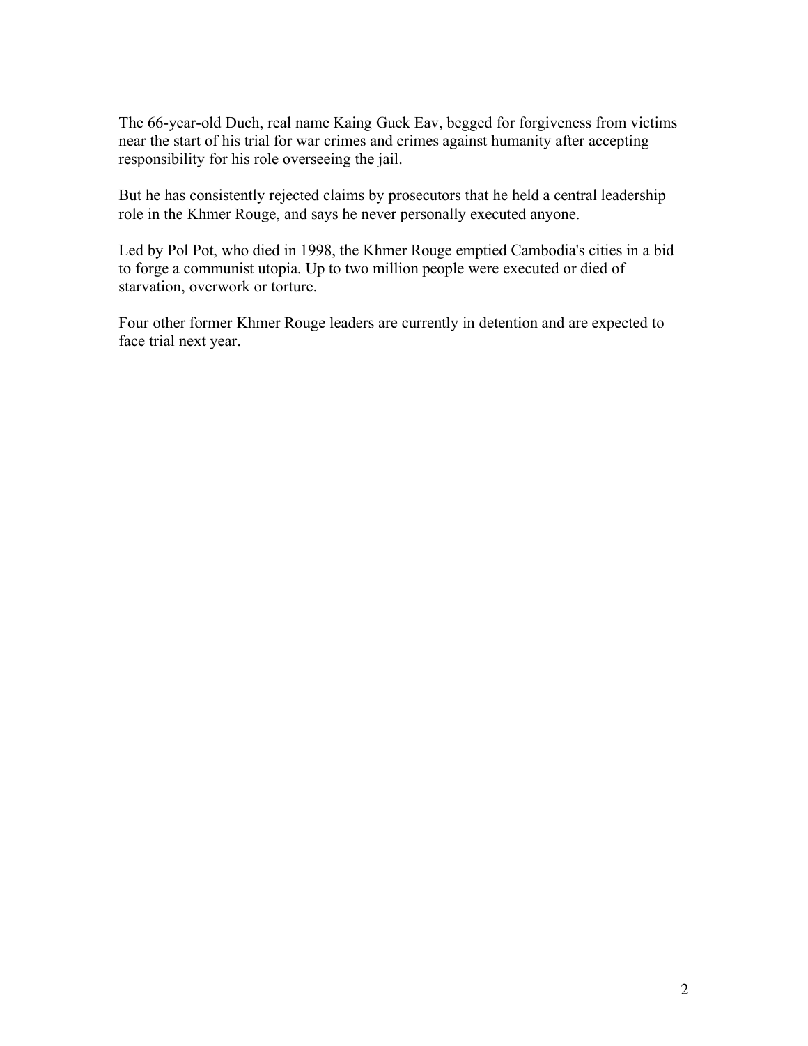The 66-year-old Duch, real name Kaing Guek Eav, begged for forgiveness from victims near the start of his trial for war crimes and crimes against humanity after accepting responsibility for his role overseeing the jail.

But he has consistently rejected claims by prosecutors that he held a central leadership role in the Khmer Rouge, and says he never personally executed anyone.

Led by Pol Pot, who died in 1998, the Khmer Rouge emptied Cambodia's cities in a bid to forge a communist utopia. Up to two million people were executed or died of starvation, overwork or torture.

Four other former Khmer Rouge leaders are currently in detention and are expected to face trial next year.